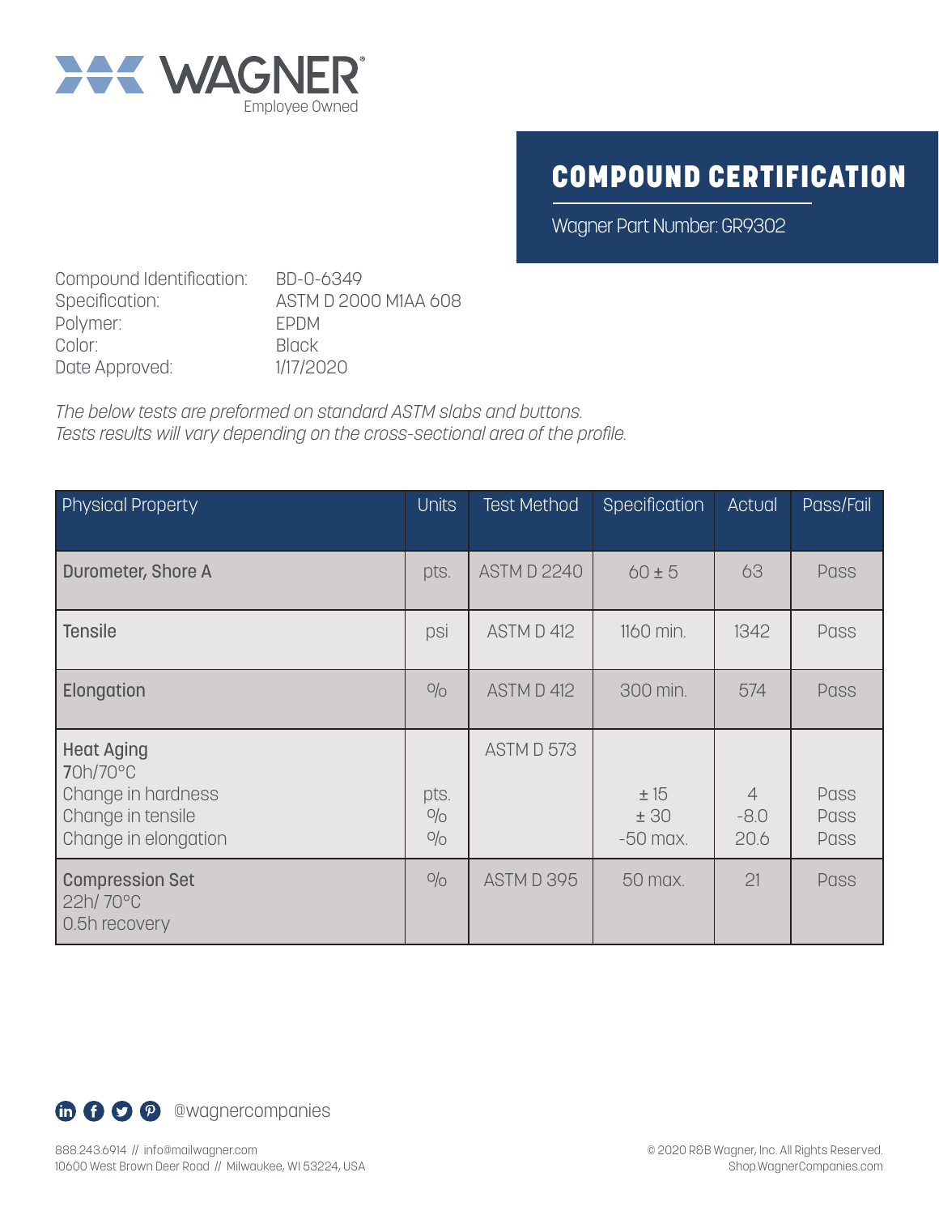WAGNER
Employee Owned

# COMPOUND CERTIFICATION

Wagner Part Number: GR9302

Compound Identification: BD-0-6349
Specification: ASTM D 2000 M1AA 608
Polymer: EPDM
Color: Black
Date Approved: 1/17/2020

*The below tests are preformed on standard ASTM slabs and buttons.*
*Tests results will vary depending on the cross-sectional area of the profile.*

| Physical Property | Units | Test Method | Specification | Actual | Pass/Fail |
|---|---|---|---|---|---|
| **Durometer, Shore A** | pts. | ASTM D 2240 | 60 ± 5 | 63 | Pass |
| **Tensile** | psi | ASTM D 412 | 1160 min. | 1342 | Pass |
| **Elongation** | % | ASTM D 412 | 300 min. | 574 | Pass |
| **Heat Aging**<br>70h/70°C | | ASTM D 573 | | | |
| Change in hardness | pts. | | ± 15 | 4 | Pass |
| Change in tensile | % | | ± 30 | -8.0 | Pass |
| Change in elongation | % | | -50 max. | 20.6 | Pass |
| **Compression Set**<br>22h/ 70°C<br>0.5h recovery | % | ASTM D 395 | 50 max. | 21 | Pass |

@wagnercompanies

888.243.6914 // info@mailwagner.com
10600 West Brown Deer Road // Milwaukee, WI 53224, USA

© 2020 R&B Wagner, Inc. All Rights Reserved.
Shop.WagnerCompanies.com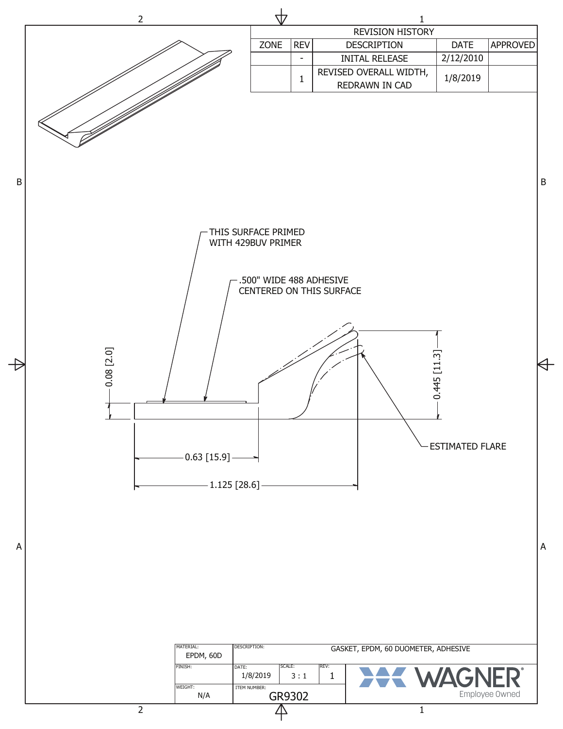## REVISION HISTORY

| ZONE | REV | DESCRIPTION | DATE | APPROVED |
|---|---|---|---|---|
| | - | INITAL RELEASE | 2/12/2010 | |
| | 1 | REVISED OVERALL WIDTH, REDRAWN IN CAD | 1/8/2019 | |

THIS SURFACE PRIMED WITH 429BUV PRIMER

.500" WIDE 488 ADHESIVE CENTERED ON THIS SURFACE

0.08 [2.0]

0.445 [11.3]

ESTIMATED FLARE

0.63 [15.9]

1.125 [28.6]

| | | | |
|---|---|---|---|
| MATERIAL: EPDM, 60D | DESCRIPTION: GASKET, EPDM, 60 DUOMETER, ADHESIVE | | |
| FINISH: | DATE: 1/8/2019 | SCALE: 3 : 1 | REV: 1 |
| WEIGHT: N/A | ITEM NUMBER: GR9302 | | |

WAGNER® Employee Owned